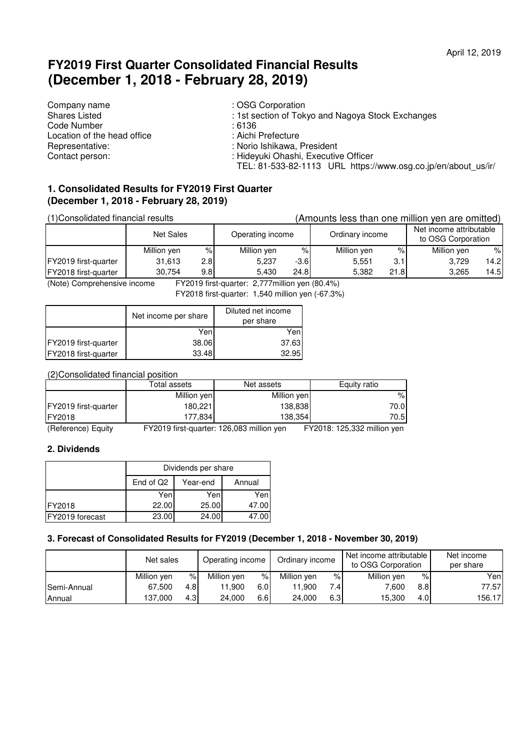April 12, 2019

# FY2019 First Quarter Consolidated Financial Results (December 1, 2018 - February 28, 2019)

| | |
|---|---|
| Company name | : OSG Corporation |
| Shares Listed | : 1st section of Tokyo and Nagoya Stock Exchanges |
| Code Number | : 6136 |
| Location of the head office | : Aichi Prefecture |
| Representative: | : Norio Ishikawa, President |
| Contact person: | : Hideyuki Ohashi, Executive Officer |
| | TEL: 81-533-82-1113 URL https://www.osg.co.jp/en/about_us/ir/ |

## 1. Consolidated Results for FY2019 First Quarter (December 1, 2018 - February 28, 2019)

(1)Consolidated financial results (Amounts less than one million yen are omitted)

| | Net Sales | | Operating income | | Ordinary income | | Net income attributable to OSG Corporation | |
|---|---|---|---|---|---|---|---|---|
| | Million yen | % | Million yen | % | Million yen | % | Million yen | % |
| FY2019 first-quarter | 31,613 | 2.8 | 5,237 | -3.6 | 5,551 | 3.1 | 3,729 | 14.2 |
| FY2018 first-quarter | 30,754 | 9.8 | 5,430 | 24.8 | 5,382 | 21.8 | 3,265 | 14.5 |

(Note) Comprehensive income FY2019 first-quarter: 2,777million yen (80.4%)
FY2018 first-quarter: 1,540 million yen (-67.3%)

| | Net income per share | Diluted net income per share |
|---|---|---|
| | Yen | Yen |
| FY2019 first-quarter | 38.06 | 37.63 |
| FY2018 first-quarter | 33.48 | 32.95 |

(2)Consolidated financial position

| | Total assets | Net assets | Equity ratio |
|---|---|---|---|
| | Million yen | Million yen | % |
| FY2019 first-quarter | 180,221 | 138,838 | 70.0 |
| FY2018 | 177,834 | 138,354 | 70.5 |

(Reference) Equity FY2019 first-quarter: 126,083 million yen FY2018: 125,332 million yen

## 2. Dividends

| | Dividends per share | | |
|---|---|---|---|
| | End of Q2 | Year-end | Annual |
| | Yen | Yen | Yen |
| FY2018 | 22.00 | 25.00 | 47.00 |
| FY2019 forecast | 23.00 | 24.00 | 47.00 |

## 3. Forecast of Consolidated Results for FY2019 (December 1, 2018 - November 30, 2019)

| | Net sales | | Operating income | | Ordinary income | | Net income attributable to OSG Corporation | | Net income per share |
|---|---|---|---|---|---|---|---|---|---|
| | Million yen | % | Million yen | % | Million yen | % | Million yen | % | Yen |
| Semi-Annual | 67,500 | 4.8 | 11,900 | 6.0 | 11,900 | 7.4 | 7,600 | 8.8 | 77.57 |
| Annual | 137,000 | 4.3 | 24,000 | 6.6 | 24,000 | 6.3 | 15,300 | 4.0 | 156.17 |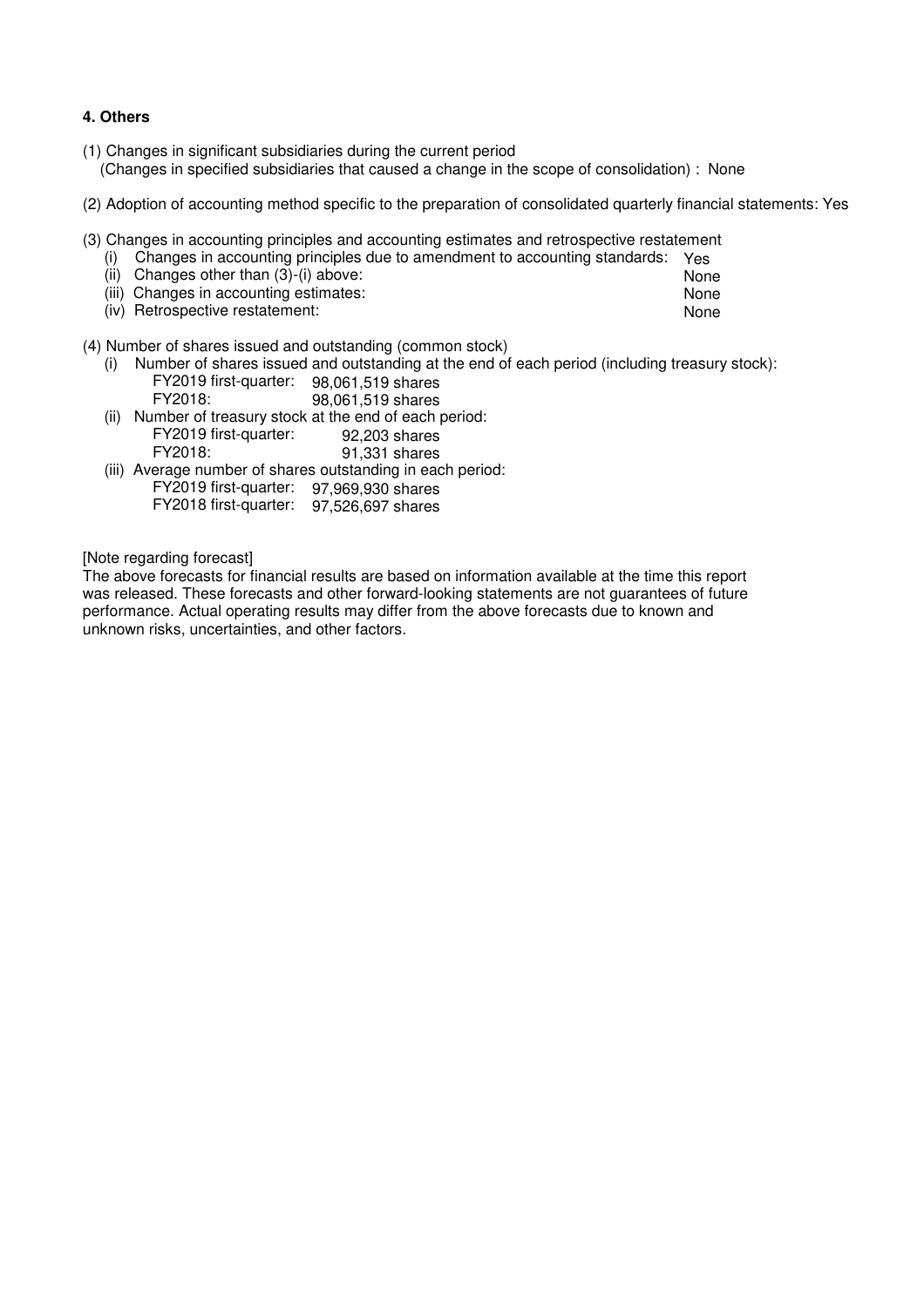**4. Others**

(1) Changes in significant subsidiaries during the current period
(Changes in specified subsidiaries that caused a change in the scope of consolidation) : None

(2) Adoption of accounting method specific to the preparation of consolidated quarterly financial statements: Yes

(3) Changes in accounting principles and accounting estimates and retrospective restatement

- (i) Changes in accounting principles due to amendment to accounting standards: Yes
- (ii) Changes other than (3)-(i) above: None
- (iii) Changes in accounting estimates: None
- (iv) Retrospective restatement: None

(4) Number of shares issued and outstanding (common stock)

- (i) Number of shares issued and outstanding at the end of each period (including treasury stock):
  - FY2019 first-quarter: 98,061,519 shares
  - FY2018: 98,061,519 shares
- (ii) Number of treasury stock at the end of each period:
  - FY2019 first-quarter: 92,203 shares
  - FY2018: 91,331 shares
- (iii) Average number of shares outstanding in each period:
  - FY2019 first-quarter: 97,969,930 shares
  - FY2018 first-quarter: 97,526,697 shares

[Note regarding forecast]
The above forecasts for financial results are based on information available at the time this report was released. These forecasts and other forward-looking statements are not guarantees of future performance. Actual operating results may differ from the above forecasts due to known and unknown risks, uncertainties, and other factors.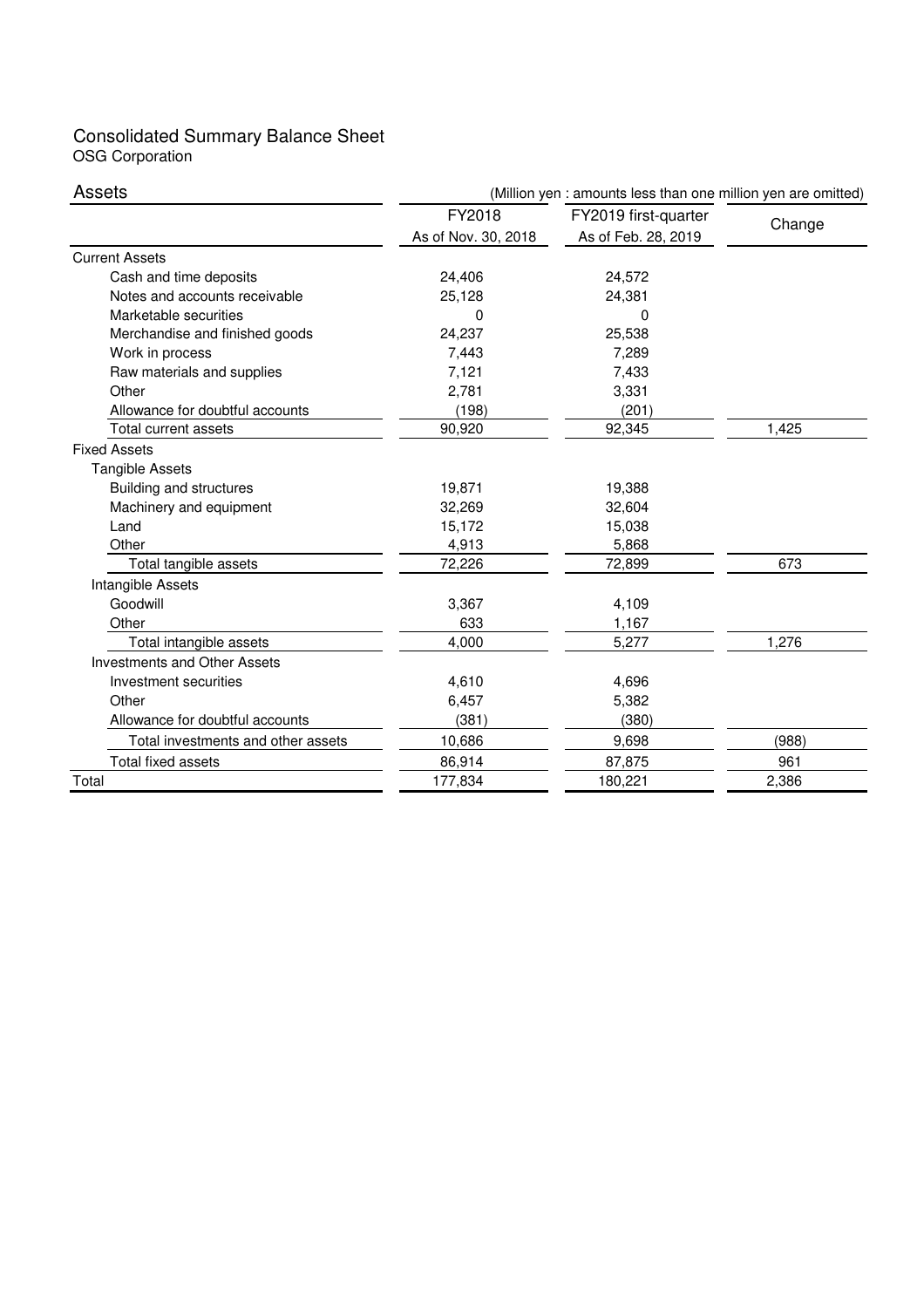# Consolidated Summary Balance Sheet

OSG Corporation

## Assets

(Million yen : amounts less than one million yen are omitted)

| | FY2018<br>As of Nov. 30, 2018 | FY2019 first-quarter<br>As of Feb. 28, 2019 | Change |
|---|---|---|---|
| Current Assets | | | |
| Cash and time deposits | 24,406 | 24,572 | |
| Notes and accounts receivable | 25,128 | 24,381 | |
| Marketable securities | 0 | 0 | |
| Merchandise and finished goods | 24,237 | 25,538 | |
| Work in process | 7,443 | 7,289 | |
| Raw materials and supplies | 7,121 | 7,433 | |
| Other | 2,781 | 3,331 | |
| Allowance for doubtful accounts | (198) | (201) | |
| Total current assets | 90,920 | 92,345 | 1,425 |
| Fixed Assets | | | |
| Tangible Assets | | | |
| Building and structures | 19,871 | 19,388 | |
| Machinery and equipment | 32,269 | 32,604 | |
| Land | 15,172 | 15,038 | |
| Other | 4,913 | 5,868 | |
| Total tangible assets | 72,226 | 72,899 | 673 |
| Intangible Assets | | | |
| Goodwill | 3,367 | 4,109 | |
| Other | 633 | 1,167 | |
| Total intangible assets | 4,000 | 5,277 | 1,276 |
| Investments and Other Assets | | | |
| Investment securities | 4,610 | 4,696 | |
| Other | 6,457 | 5,382 | |
| Allowance for doubtful accounts | (381) | (380) | |
| Total investments and other assets | 10,686 | 9,698 | (988) |
| Total fixed assets | 86,914 | 87,875 | 961 |
| Total | 177,834 | 180,221 | 2,386 |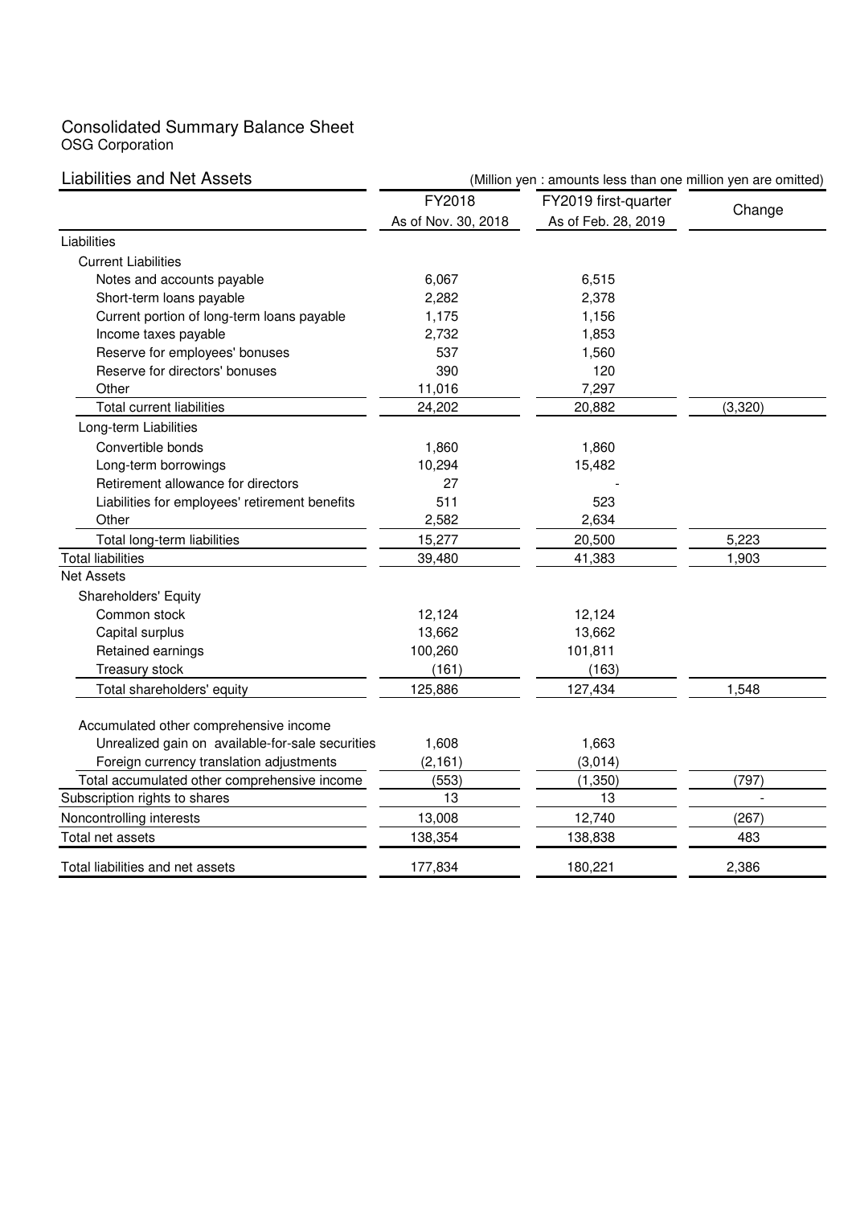# Consolidated Summary Balance Sheet

OSG Corporation

## Liabilities and Net Assets

(Million yen : amounts less than one million yen are omitted)

| | FY2018 As of Nov. 30, 2018 | FY2019 first-quarter As of Feb. 28, 2019 | Change |
|---|---|---|---|
| Liabilities | | | |
| Current Liabilities | | | |
| Notes and accounts payable | 6,067 | 6,515 | |
| Short-term loans payable | 2,282 | 2,378 | |
| Current portion of long-term loans payable | 1,175 | 1,156 | |
| Income taxes payable | 2,732 | 1,853 | |
| Reserve for employees' bonuses | 537 | 1,560 | |
| Reserve for directors' bonuses | 390 | 120 | |
| Other | 11,016 | 7,297 | |
| Total current liabilities | 24,202 | 20,882 | (3,320) |
| Long-term Liabilities | | | |
| Convertible bonds | 1,860 | 1,860 | |
| Long-term borrowings | 10,294 | 15,482 | |
| Retirement allowance for directors | 27 | - | |
| Liabilities for employees' retirement benefits | 511 | 523 | |
| Other | 2,582 | 2,634 | |
| Total long-term liabilities | 15,277 | 20,500 | 5,223 |
| Total liabilities | 39,480 | 41,383 | 1,903 |
| Net Assets | | | |
| Shareholders' Equity | | | |
| Common stock | 12,124 | 12,124 | |
| Capital surplus | 13,662 | 13,662 | |
| Retained earnings | 100,260 | 101,811 | |
| Treasury stock | (161) | (163) | |
| Total shareholders' equity | 125,886 | 127,434 | 1,548 |
| Accumulated other comprehensive income | | | |
| Unrealized gain on available-for-sale securities | 1,608 | 1,663 | |
| Foreign currency translation adjustments | (2,161) | (3,014) | |
| Total accumulated other comprehensive income | (553) | (1,350) | (797) |
| Subscription rights to shares | 13 | 13 | - |
| Noncontrolling interests | 13,008 | 12,740 | (267) |
| Total net assets | 138,354 | 138,838 | 483 |
| Total liabilities and net assets | 177,834 | 180,221 | 2,386 |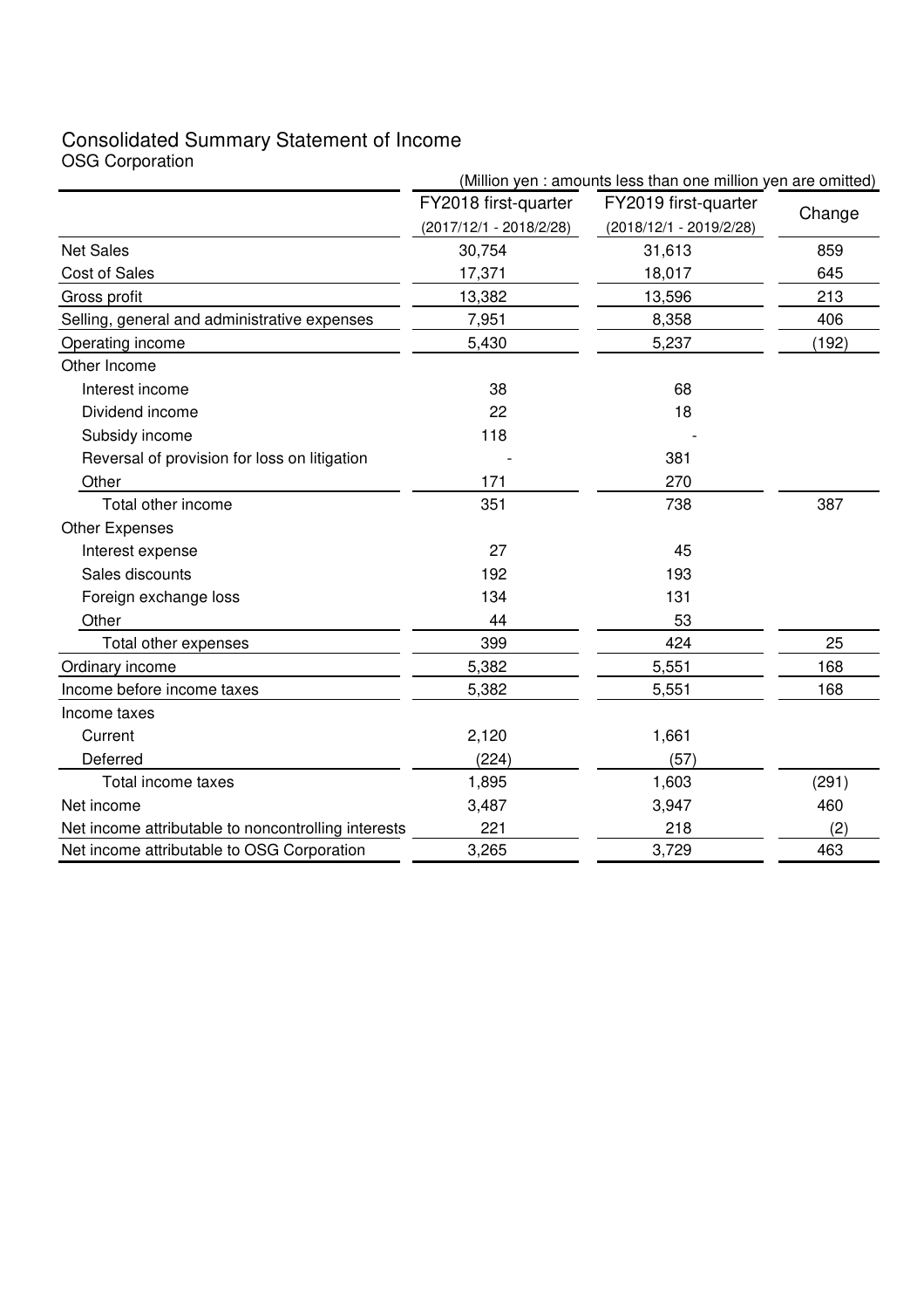# Consolidated Summary Statement of Income

OSG Corporation

(Million yen : amounts less than one million yen are omitted)

| | FY2018 first-quarter (2017/12/1 - 2018/2/28) | FY2019 first-quarter (2018/12/1 - 2019/2/28) | Change |
|---|---|---|---|
| Net Sales | 30,754 | 31,613 | 859 |
| Cost of Sales | 17,371 | 18,017 | 645 |
| Gross profit | 13,382 | 13,596 | 213 |
| Selling, general and administrative expenses | 7,951 | 8,358 | 406 |
| Operating income | 5,430 | 5,237 | (192) |
| Other Income | | | |
| Interest income | 38 | 68 | |
| Dividend income | 22 | 18 | |
| Subsidy income | 118 | - | |
| Reversal of provision for loss on litigation | - | 381 | |
| Other | 171 | 270 | |
| Total other income | 351 | 738 | 387 |
| Other Expenses | | | |
| Interest expense | 27 | 45 | |
| Sales discounts | 192 | 193 | |
| Foreign exchange loss | 134 | 131 | |
| Other | 44 | 53 | |
| Total other expenses | 399 | 424 | 25 |
| Ordinary income | 5,382 | 5,551 | 168 |
| Income before income taxes | 5,382 | 5,551 | 168 |
| Income taxes | | | |
| Current | 2,120 | 1,661 | |
| Deferred | (224) | (57) | |
| Total income taxes | 1,895 | 1,603 | (291) |
| Net income | 3,487 | 3,947 | 460 |
| Net income attributable to noncontrolling interests | 221 | 218 | (2) |
| Net income attributable to OSG Corporation | 3,265 | 3,729 | 463 |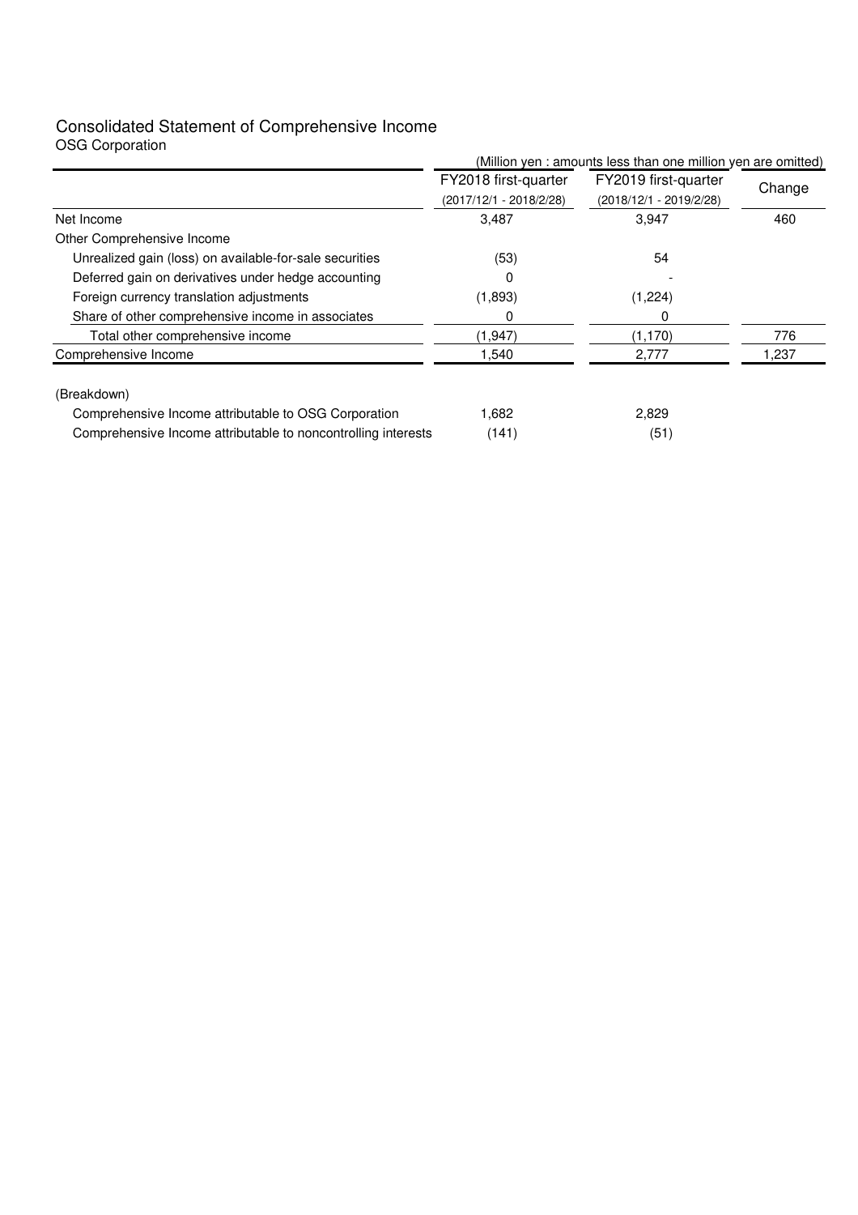# Consolidated Statement of Comprehensive Income

OSG Corporation

(Million yen : amounts less than one million yen are omitted)

| | FY2018 first-quarter (2017/12/1 - 2018/2/28) | FY2019 first-quarter (2018/12/1 - 2019/2/28) | Change |
|---|---|---|---|
| Net Income | 3,487 | 3,947 | 460 |
| Other Comprehensive Income | | | |
| Unrealized gain (loss) on available-for-sale securities | (53) | 54 | |
| Deferred gain on derivatives under hedge accounting | 0 | - | |
| Foreign currency translation adjustments | (1,893) | (1,224) | |
| Share of other comprehensive income in associates | 0 | 0 | |
| Total other comprehensive income | (1,947) | (1,170) | 776 |
| Comprehensive Income | 1,540 | 2,777 | 1,237 |
| | | | |
| (Breakdown) | | | |
| Comprehensive Income attributable to OSG Corporation | 1,682 | 2,829 | |
| Comprehensive Income attributable to noncontrolling interests | (141) | (51) | |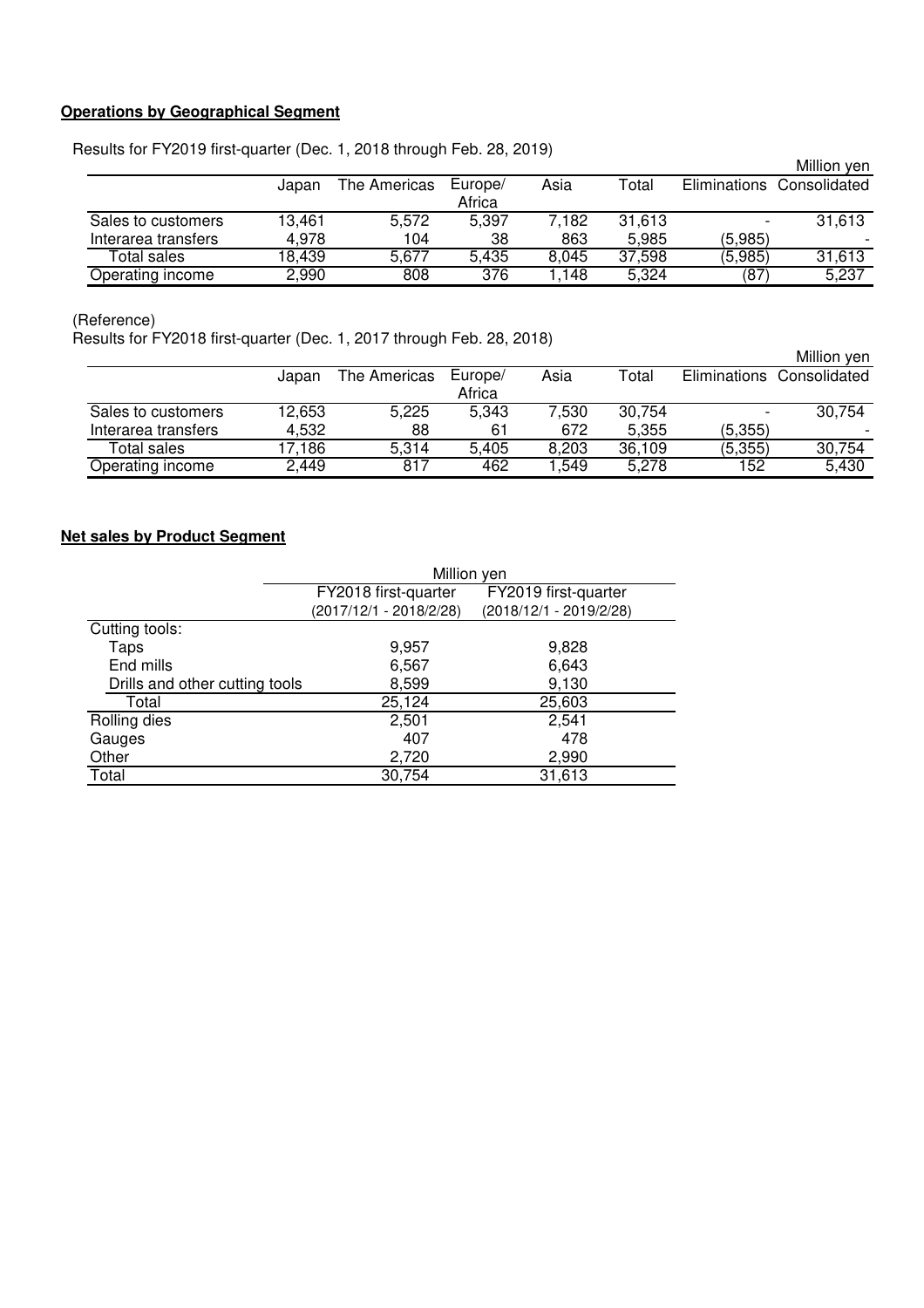**Operations by Geographical Segment**

Results for FY2019 first-quarter (Dec. 1, 2018 through Feb. 28, 2019)

Million yen

| | Japan | The Americas | Europe/ Africa | Asia | Total | Eliminations | Consolidated |
|---|---|---|---|---|---|---|---|
| Sales to customers | 13,461 | 5,572 | 5,397 | 7,182 | 31,613 | - | 31,613 |
| Interarea transfers | 4,978 | 104 | 38 | 863 | 5,985 | (5,985) | - |
| Total sales | 18,439 | 5,677 | 5,435 | 8,045 | 37,598 | (5,985) | 31,613 |
| Operating income | 2,990 | 808 | 376 | 1,148 | 5,324 | (87) | 5,237 |

(Reference)
Results for FY2018 first-quarter (Dec. 1, 2017 through Feb. 28, 2018)

Million yen

| | Japan | The Americas | Europe/ Africa | Asia | Total | Eliminations | Consolidated |
|---|---|---|---|---|---|---|---|
| Sales to customers | 12,653 | 5,225 | 5,343 | 7,530 | 30,754 | - | 30,754 |
| Interarea transfers | 4,532 | 88 | 61 | 672 | 5,355 | (5,355) | - |
| Total sales | 17,186 | 5,314 | 5,405 | 8,203 | 36,109 | (5,355) | 30,754 |
| Operating income | 2,449 | 817 | 462 | 1,549 | 5,278 | 152 | 5,430 |

**Net sales by Product Segment**

| | Million yen | |
|---|---|---|
| | FY2018 first-quarter (2017/12/1 - 2018/2/28) | FY2019 first-quarter (2018/12/1 - 2019/2/28) |
| Cutting tools: | | |
| Taps | 9,957 | 9,828 |
| End mills | 6,567 | 6,643 |
| Drills and other cutting tools | 8,599 | 9,130 |
| Total | 25,124 | 25,603 |
| Rolling dies | 2,501 | 2,541 |
| Gauges | 407 | 478 |
| Other | 2,720 | 2,990 |
| Total | 30,754 | 31,613 |